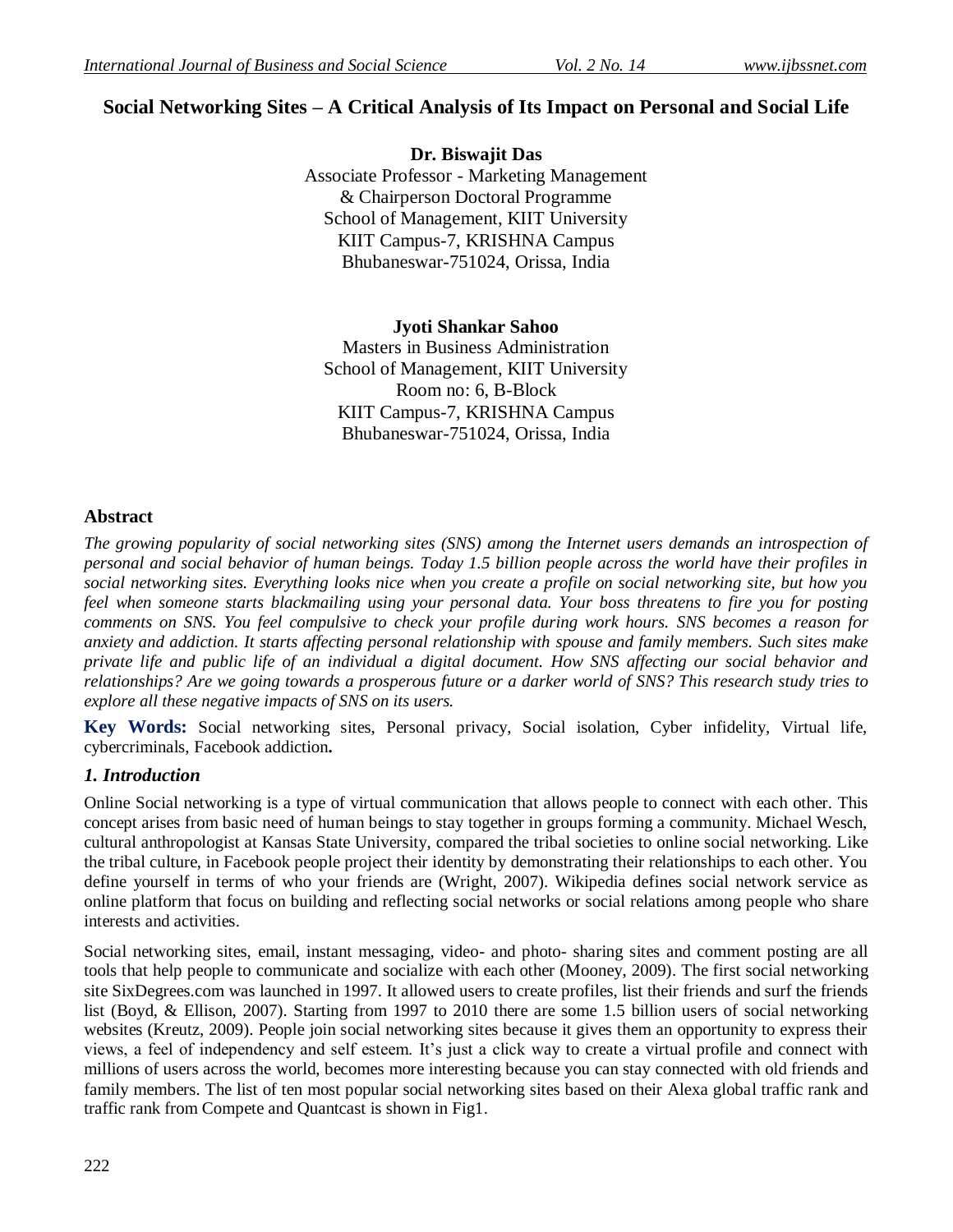# Social Networking Sites – A Critical Analysis of Its Impact on Personal and Social Life

**Dr. Biswajit Das**
Associate Professor - Marketing Management
& Chairperson Doctoral Programme
School of Management, KIIT University
KIIT Campus-7, KRISHNA Campus
Bhubaneswar-751024, Orissa, India

**Jyoti Shankar Sahoo**
Masters in Business Administration
School of Management, KIIT University
Room no: 6, B-Block
KIIT Campus-7, KRISHNA Campus
Bhubaneswar-751024, Orissa, India

## Abstract

*The growing popularity of social networking sites (SNS) among the Internet users demands an introspection of personal and social behavior of human beings. Today 1.5 billion people across the world have their profiles in social networking sites. Everything looks nice when you create a profile on social networking site, but how you feel when someone starts blackmailing using your personal data. Your boss threatens to fire you for posting comments on SNS. You feel compulsive to check your profile during work hours. SNS becomes a reason for anxiety and addiction. It starts affecting personal relationship with spouse and family members. Such sites make private life and public life of an individual a digital document. How SNS affecting our social behavior and relationships? Are we going towards a prosperous future or a darker world of SNS? This research study tries to explore all these negative impacts of SNS on its users.*

**Key Words:** Social networking sites, Personal privacy, Social isolation, Cyber infidelity, Virtual life, cybercriminals, Facebook addiction**.**

## *1. Introduction*

Online Social networking is a type of virtual communication that allows people to connect with each other. This concept arises from basic need of human beings to stay together in groups forming a community. Michael Wesch, cultural anthropologist at Kansas State University, compared the tribal societies to online social networking. Like the tribal culture, in Facebook people project their identity by demonstrating their relationships to each other. You define yourself in terms of who your friends are (Wright, 2007). Wikipedia defines social network service as online platform that focus on building and reflecting social networks or social relations among people who share interests and activities.

Social networking sites, email, instant messaging, video- and photo- sharing sites and comment posting are all tools that help people to communicate and socialize with each other (Mooney, 2009). The first social networking site SixDegrees.com was launched in 1997. It allowed users to create profiles, list their friends and surf the friends list (Boyd, & Ellison, 2007). Starting from 1997 to 2010 there are some 1.5 billion users of social networking websites (Kreutz, 2009). People join social networking sites because it gives them an opportunity to express their views, a feel of independency and self esteem. It's just a click way to create a virtual profile and connect with millions of users across the world, becomes more interesting because you can stay connected with old friends and family members. The list of ten most popular social networking sites based on their Alexa global traffic rank and traffic rank from Compete and Quantcast is shown in Fig1.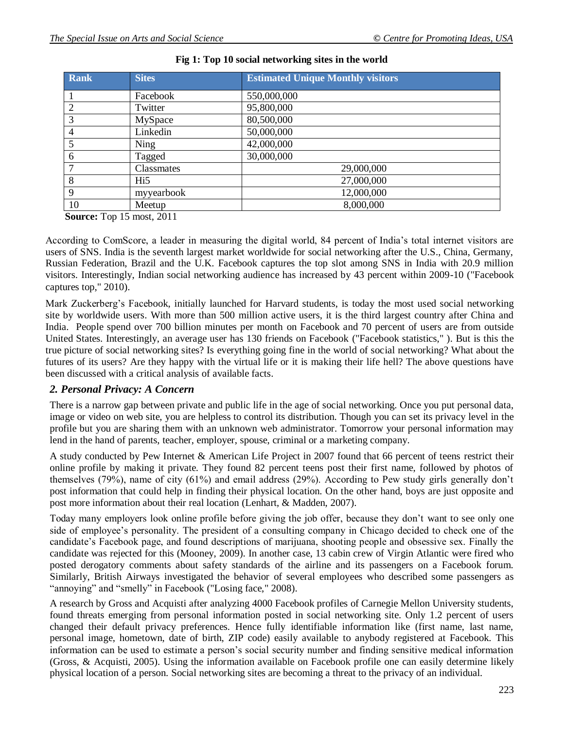**Fig 1: Top 10 social networking sites in the world**

| Rank | Sites | Estimated Unique Monthly visitors |
|---|---|---|
| 1 | Facebook | 550,000,000 |
| 2 | Twitter | 95,800,000 |
| 3 | MySpace | 80,500,000 |
| 4 | Linkedin | 50,000,000 |
| 5 | Ning | 42,000,000 |
| 6 | Tagged | 30,000,000 |
| 7 | Classmates | 29,000,000 |
| 8 | Hi5 | 27,000,000 |
| 9 | myyearbook | 12,000,000 |
| 10 | Meetup | 8,000,000 |

**Source:** Top 15 most, 2011

According to ComScore, a leader in measuring the digital world, 84 percent of India's total internet visitors are users of SNS. India is the seventh largest market worldwide for social networking after the U.S., China, Germany, Russian Federation, Brazil and the U.K. Facebook captures the top slot among SNS in India with 20.9 million visitors. Interestingly, Indian social networking audience has increased by 43 percent within 2009-10 ("Facebook captures top," 2010).

Mark Zuckerberg's Facebook, initially launched for Harvard students, is today the most used social networking site by worldwide users. With more than 500 million active users, it is the third largest country after China and India. People spend over 700 billion minutes per month on Facebook and 70 percent of users are from outside United States. Interestingly, an average user has 130 friends on Facebook ("Facebook statistics," ). But is this the true picture of social networking sites? Is everything going fine in the world of social networking? What about the futures of its users? Are they happy with the virtual life or it is making their life hell? The above questions have been discussed with a critical analysis of available facts.

## *2. Personal Privacy: A Concern*

There is a narrow gap between private and public life in the age of social networking. Once you put personal data, image or video on web site, you are helpless to control its distribution. Though you can set its privacy level in the profile but you are sharing them with an unknown web administrator. Tomorrow your personal information may lend in the hand of parents, teacher, employer, spouse, criminal or a marketing company.

A study conducted by Pew Internet & American Life Project in 2007 found that 66 percent of teens restrict their online profile by making it private. They found 82 percent teens post their first name, followed by photos of themselves (79%), name of city (61%) and email address (29%). According to Pew study girls generally don't post information that could help in finding their physical location. On the other hand, boys are just opposite and post more information about their real location (Lenhart, & Madden, 2007).

Today many employers look online profile before giving the job offer, because they don't want to see only one side of employee's personality. The president of a consulting company in Chicago decided to check one of the candidate's Facebook page, and found descriptions of marijuana, shooting people and obsessive sex. Finally the candidate was rejected for this (Mooney, 2009). In another case, 13 cabin crew of Virgin Atlantic were fired who posted derogatory comments about safety standards of the airline and its passengers on a Facebook forum. Similarly, British Airways investigated the behavior of several employees who described some passengers as "annoying" and "smelly" in Facebook ("Losing face," 2008).

A research by Gross and Acquisti after analyzing 4000 Facebook profiles of Carnegie Mellon University students, found threats emerging from personal information posted in social networking site. Only 1.2 percent of users changed their default privacy preferences. Hence fully identifiable information like (first name, last name, personal image, hometown, date of birth, ZIP code) easily available to anybody registered at Facebook. This information can be used to estimate a person's social security number and finding sensitive medical information (Gross, & Acquisti, 2005). Using the information available on Facebook profile one can easily determine likely physical location of a person. Social networking sites are becoming a threat to the privacy of an individual.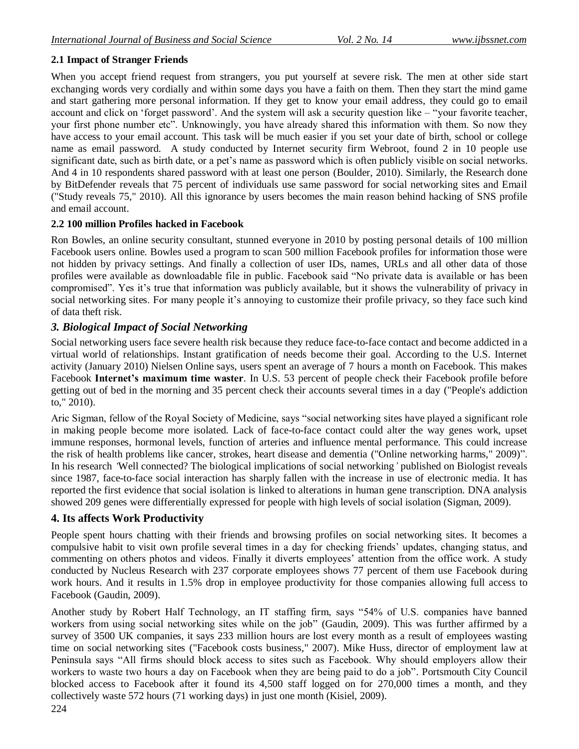### 2.1 Impact of Stranger Friends

When you accept friend request from strangers, you put yourself at severe risk. The men at other side start exchanging words very cordially and within some days you have a faith on them. Then they start the mind game and start gathering more personal information. If they get to know your email address, they could go to email account and click on 'forget password'. And the system will ask a security question like – "your favorite teacher, your first phone number etc". Unknowingly, you have already shared this information with them. So now they have access to your email account. This task will be much easier if you set your date of birth, school or college name as email password. A study conducted by Internet security firm Webroot, found 2 in 10 people use significant date, such as birth date, or a pet's name as password which is often publicly visible on social networks. And 4 in 10 respondents shared password with at least one person (Boulder, 2010). Similarly, the Research done by BitDefender reveals that 75 percent of individuals use same password for social networking sites and Email ("Study reveals 75," 2010). All this ignorance by users becomes the main reason behind hacking of SNS profile and email account.

### 2.2 100 million Profiles hacked in Facebook

Ron Bowles, an online security consultant, stunned everyone in 2010 by posting personal details of 100 million Facebook users online. Bowles used a program to scan 500 million Facebook profiles for information those were not hidden by privacy settings. And finally a collection of user IDs, names, URLs and all other data of those profiles were available as downloadable file in public. Facebook said "No private data is available or has been compromised". Yes it's true that information was publicly available, but it shows the vulnerability of privacy in social networking sites. For many people it's annoying to customize their profile privacy, so they face such kind of data theft risk.

## *3. Biological Impact of Social Networking*

Social networking users face severe health risk because they reduce face-to-face contact and become addicted in a virtual world of relationships. Instant gratification of needs become their goal. According to the U.S. Internet activity (January 2010) Nielsen Online says, users spent an average of 7 hours a month on Facebook. This makes Facebook **Internet's maximum time waster**. In U.S. 53 percent of people check their Facebook profile before getting out of bed in the morning and 35 percent check their accounts several times in a day ("People's addiction to," 2010).

Aric Sigman, fellow of the Royal Society of Medicine, says "social networking sites have played a significant role in making people become more isolated. Lack of face-to-face contact could alter the way genes work, upset immune responses, hormonal levels, function of arteries and influence mental performance. This could increase the risk of health problems like cancer, strokes, heart disease and dementia ("Online networking harms," 2009)". In his research *'Well connected? The biological implications of social networking'* published on Biologist reveals since 1987, face-to-face social interaction has sharply fallen with the increase in use of electronic media. It has reported the first evidence that social isolation is linked to alterations in human gene transcription. DNA analysis showed 209 genes were differentially expressed for people with high levels of social isolation (Sigman, 2009).

## 4. Its affects Work Productivity

People spent hours chatting with their friends and browsing profiles on social networking sites. It becomes a compulsive habit to visit own profile several times in a day for checking friends' updates, changing status, and commenting on others photos and videos. Finally it diverts employees' attention from the office work. A study conducted by Nucleus Research with 237 corporate employees shows 77 percent of them use Facebook during work hours. And it results in 1.5% drop in employee productivity for those companies allowing full access to Facebook (Gaudin, 2009).

Another study by Robert Half Technology, an IT staffing firm, says "54% of U.S. companies have banned workers from using social networking sites while on the job" (Gaudin, 2009). This was further affirmed by a survey of 3500 UK companies, it says 233 million hours are lost every month as a result of employees wasting time on social networking sites ("Facebook costs business," 2007). Mike Huss, director of employment law at Peninsula says "All firms should block access to sites such as Facebook. Why should employers allow their workers to waste two hours a day on Facebook when they are being paid to do a job". Portsmouth City Council blocked access to Facebook after it found its 4,500 staff logged on for 270,000 times a month, and they collectively waste 572 hours (71 working days) in just one month (Kisiel, 2009).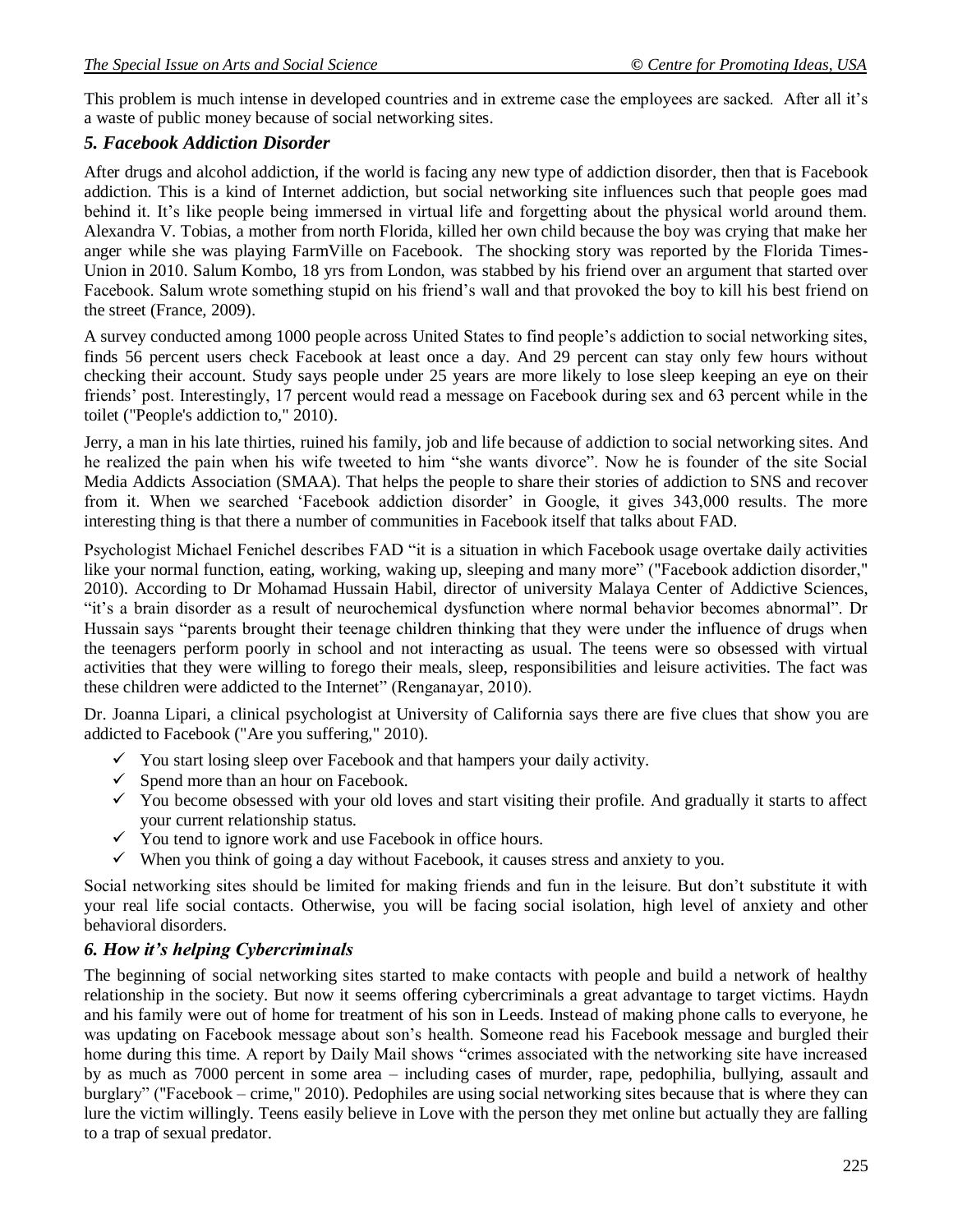This problem is much intense in developed countries and in extreme case the employees are sacked. After all it's a waste of public money because of social networking sites.

### *5. Facebook Addiction Disorder*

After drugs and alcohol addiction, if the world is facing any new type of addiction disorder, then that is Facebook addiction. This is a kind of Internet addiction, but social networking site influences such that people goes mad behind it. It's like people being immersed in virtual life and forgetting about the physical world around them. Alexandra V. Tobias, a mother from north Florida, killed her own child because the boy was crying that make her anger while she was playing FarmVille on Facebook. The shocking story was reported by the Florida Times-Union in 2010. Salum Kombo, 18 yrs from London, was stabbed by his friend over an argument that started over Facebook. Salum wrote something stupid on his friend's wall and that provoked the boy to kill his best friend on the street (France, 2009).

A survey conducted among 1000 people across United States to find people's addiction to social networking sites, finds 56 percent users check Facebook at least once a day. And 29 percent can stay only few hours without checking their account. Study says people under 25 years are more likely to lose sleep keeping an eye on their friends' post. Interestingly, 17 percent would read a message on Facebook during sex and 63 percent while in the toilet ("People's addiction to," 2010).

Jerry, a man in his late thirties, ruined his family, job and life because of addiction to social networking sites. And he realized the pain when his wife tweeted to him "she wants divorce". Now he is founder of the site Social Media Addicts Association (SMAA). That helps the people to share their stories of addiction to SNS and recover from it. When we searched 'Facebook addiction disorder' in Google, it gives 343,000 results. The more interesting thing is that there a number of communities in Facebook itself that talks about FAD.

Psychologist Michael Fenichel describes FAD "it is a situation in which Facebook usage overtake daily activities like your normal function, eating, working, waking up, sleeping and many more" ("Facebook addiction disorder," 2010). According to Dr Mohamad Hussain Habil, director of university Malaya Center of Addictive Sciences, "it's a brain disorder as a result of neurochemical dysfunction where normal behavior becomes abnormal". Dr Hussain says "parents brought their teenage children thinking that they were under the influence of drugs when the teenagers perform poorly in school and not interacting as usual. The teens were so obsessed with virtual activities that they were willing to forego their meals, sleep, responsibilities and leisure activities. The fact was these children were addicted to the Internet" (Renganayar, 2010).

Dr. Joanna Lipari, a clinical psychologist at University of California says there are five clues that show you are addicted to Facebook ("Are you suffering," 2010).

- ✓ You start losing sleep over Facebook and that hampers your daily activity.
- ✓ Spend more than an hour on Facebook.
- ✓ You become obsessed with your old loves and start visiting their profile. And gradually it starts to affect your current relationship status.
- ✓ You tend to ignore work and use Facebook in office hours.
- ✓ When you think of going a day without Facebook, it causes stress and anxiety to you.

Social networking sites should be limited for making friends and fun in the leisure. But don't substitute it with your real life social contacts. Otherwise, you will be facing social isolation, high level of anxiety and other behavioral disorders.

### *6. How it's helping Cybercriminals*

The beginning of social networking sites started to make contacts with people and build a network of healthy relationship in the society. But now it seems offering cybercriminals a great advantage to target victims. Haydn and his family were out of home for treatment of his son in Leeds. Instead of making phone calls to everyone, he was updating on Facebook message about son's health. Someone read his Facebook message and burgled their home during this time. A report by Daily Mail shows "crimes associated with the networking site have increased by as much as 7000 percent in some area – including cases of murder, rape, pedophilia, bullying, assault and burglary" ("Facebook – crime," 2010). Pedophiles are using social networking sites because that is where they can lure the victim willingly. Teens easily believe in Love with the person they met online but actually they are falling to a trap of sexual predator.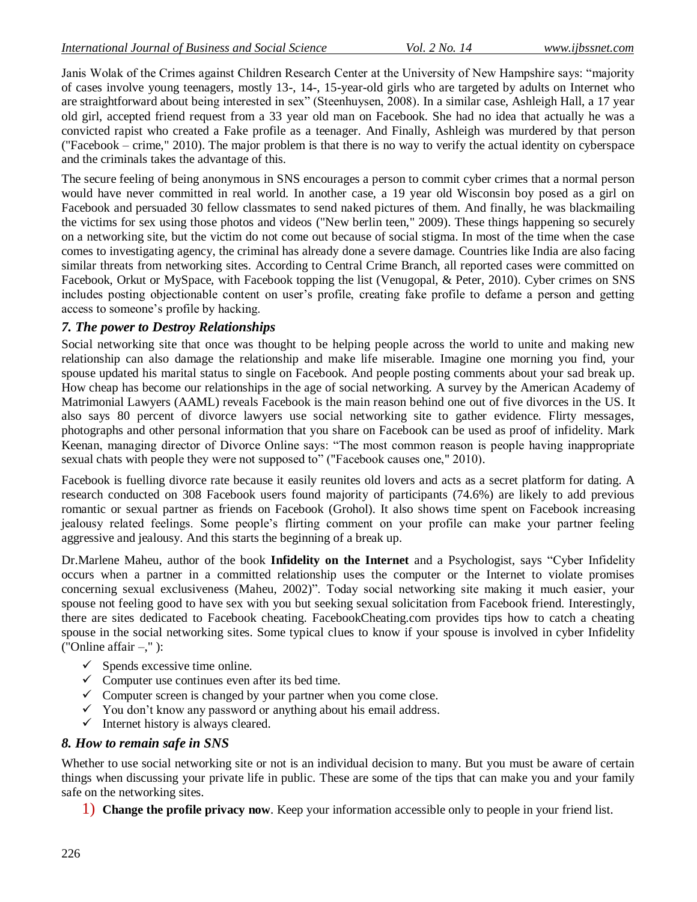Janis Wolak of the Crimes against Children Research Center at the University of New Hampshire says: "majority of cases involve young teenagers, mostly 13-, 14-, 15-year-old girls who are targeted by adults on Internet who are straightforward about being interested in sex" (Steenhuysen, 2008). In a similar case, Ashleigh Hall, a 17 year old girl, accepted friend request from a 33 year old man on Facebook. She had no idea that actually he was a convicted rapist who created a Fake profile as a teenager. And Finally, Ashleigh was murdered by that person ("Facebook – crime," 2010). The major problem is that there is no way to verify the actual identity on cyberspace and the criminals takes the advantage of this.

The secure feeling of being anonymous in SNS encourages a person to commit cyber crimes that a normal person would have never committed in real world. In another case, a 19 year old Wisconsin boy posed as a girl on Facebook and persuaded 30 fellow classmates to send naked pictures of them. And finally, he was blackmailing the victims for sex using those photos and videos ("New berlin teen," 2009). These things happening so securely on a networking site, but the victim do not come out because of social stigma. In most of the time when the case comes to investigating agency, the criminal has already done a severe damage. Countries like India are also facing similar threats from networking sites. According to Central Crime Branch, all reported cases were committed on Facebook, Orkut or MySpace, with Facebook topping the list (Venugopal, & Peter, 2010). Cyber crimes on SNS includes posting objectionable content on user's profile, creating fake profile to defame a person and getting access to someone's profile by hacking.

### *7. The power to Destroy Relationships*

Social networking site that once was thought to be helping people across the world to unite and making new relationship can also damage the relationship and make life miserable. Imagine one morning you find, your spouse updated his marital status to single on Facebook. And people posting comments about your sad break up. How cheap has become our relationships in the age of social networking. A survey by the American Academy of Matrimonial Lawyers (AAML) reveals Facebook is the main reason behind one out of five divorces in the US. It also says 80 percent of divorce lawyers use social networking site to gather evidence. Flirty messages, photographs and other personal information that you share on Facebook can be used as proof of infidelity. Mark Keenan, managing director of Divorce Online says: "The most common reason is people having inappropriate sexual chats with people they were not supposed to" ("Facebook causes one," 2010).

Facebook is fuelling divorce rate because it easily reunites old lovers and acts as a secret platform for dating. A research conducted on 308 Facebook users found majority of participants (74.6%) are likely to add previous romantic or sexual partner as friends on Facebook (Grohol). It also shows time spent on Facebook increasing jealousy related feelings. Some people's flirting comment on your profile can make your partner feeling aggressive and jealousy. And this starts the beginning of a break up.

Dr.Marlene Maheu, author of the book **Infidelity on the Internet** and a Psychologist, says "Cyber Infidelity occurs when a partner in a committed relationship uses the computer or the Internet to violate promises concerning sexual exclusiveness (Maheu, 2002)". Today social networking site making it much easier, your spouse not feeling good to have sex with you but seeking sexual solicitation from Facebook friend. Interestingly, there are sites dedicated to Facebook cheating. FacebookCheating.com provides tips how to catch a cheating spouse in the social networking sites. Some typical clues to know if your spouse is involved in cyber Infidelity ("Online affair –," ):

- ✓ Spends excessive time online.
- ✓ Computer use continues even after its bed time.
- ✓ Computer screen is changed by your partner when you come close.
- ✓ You don't know any password or anything about his email address.
- ✓ Internet history is always cleared.

### *8. How to remain safe in SNS*

Whether to use social networking site or not is an individual decision to many. But you must be aware of certain things when discussing your private life in public. These are some of the tips that can make you and your family safe on the networking sites.

1) **Change the profile privacy now**. Keep your information accessible only to people in your friend list.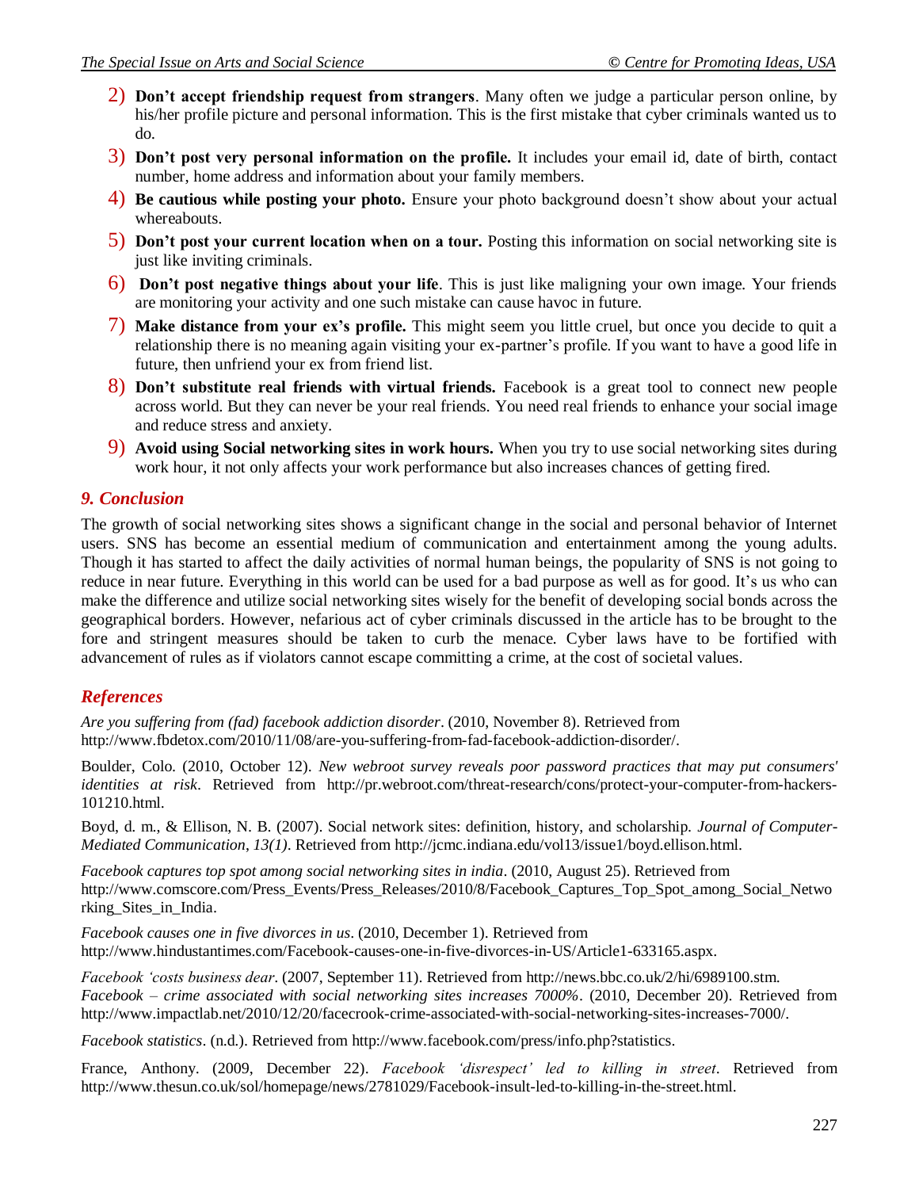2) **Don't accept friendship request from strangers**. Many often we judge a particular person online, by his/her profile picture and personal information. This is the first mistake that cyber criminals wanted us to do.
3) **Don't post very personal information on the profile.** It includes your email id, date of birth, contact number, home address and information about your family members.
4) **Be cautious while posting your photo.** Ensure your photo background doesn't show about your actual whereabouts.
5) **Don't post your current location when on a tour.** Posting this information on social networking site is just like inviting criminals.
6) **Don't post negative things about your life**. This is just like maligning your own image. Your friends are monitoring your activity and one such mistake can cause havoc in future.
7) **Make distance from your ex's profile.** This might seem you little cruel, but once you decide to quit a relationship there is no meaning again visiting your ex-partner's profile. If you want to have a good life in future, then unfriend your ex from friend list.
8) **Don't substitute real friends with virtual friends.** Facebook is a great tool to connect new people across world. But they can never be your real friends. You need real friends to enhance your social image and reduce stress and anxiety.
9) **Avoid using Social networking sites in work hours.** When you try to use social networking sites during work hour, it not only affects your work performance but also increases chances of getting fired.

## *9. Conclusion*

The growth of social networking sites shows a significant change in the social and personal behavior of Internet users. SNS has become an essential medium of communication and entertainment among the young adults. Though it has started to affect the daily activities of normal human beings, the popularity of SNS is not going to reduce in near future. Everything in this world can be used for a bad purpose as well as for good. It's us who can make the difference and utilize social networking sites wisely for the benefit of developing social bonds across the geographical borders. However, nefarious act of cyber criminals discussed in the article has to be brought to the fore and stringent measures should be taken to curb the menace. Cyber laws have to be fortified with advancement of rules as if violators cannot escape committing a crime, at the cost of societal values.

## *References*

*Are you suffering from (fad) facebook addiction disorder*. (2010, November 8). Retrieved from http://www.fbdetox.com/2010/11/08/are-you-suffering-from-fad-facebook-addiction-disorder/.

Boulder, Colo. (2010, October 12). *New webroot survey reveals poor password practices that may put consumers' identities at risk*. Retrieved from http://pr.webroot.com/threat-research/cons/protect-your-computer-from-hackers-101210.html.

Boyd, d. m., & Ellison, N. B. (2007). Social network sites: definition, history, and scholarship. *Journal of Computer-Mediated Communication*, *13(1)*. Retrieved from http://jcmc.indiana.edu/vol13/issue1/boyd.ellison.html.

*Facebook captures top spot among social networking sites in india*. (2010, August 25). Retrieved from http://www.comscore.com/Press_Events/Press_Releases/2010/8/Facebook_Captures_Top_Spot_among_Social_Networking_Sites_in_India.

*Facebook causes one in five divorces in us*. (2010, December 1). Retrieved from http://www.hindustantimes.com/Facebook-causes-one-in-five-divorces-in-US/Article1-633165.aspx.

*Facebook 'costs business dear*. (2007, September 11). Retrieved from http://news.bbc.co.uk/2/hi/6989100.stm.
*Facebook – crime associated with social networking sites increases 7000%*. (2010, December 20). Retrieved from http://www.impactlab.net/2010/12/20/facecrook-crime-associated-with-social-networking-sites-increases-7000/.

*Facebook statistics*. (n.d.). Retrieved from http://www.facebook.com/press/info.php?statistics.

France, Anthony. (2009, December 22). *Facebook 'disrespect' led to killing in street*. Retrieved from http://www.thesun.co.uk/sol/homepage/news/2781029/Facebook-insult-led-to-killing-in-the-street.html.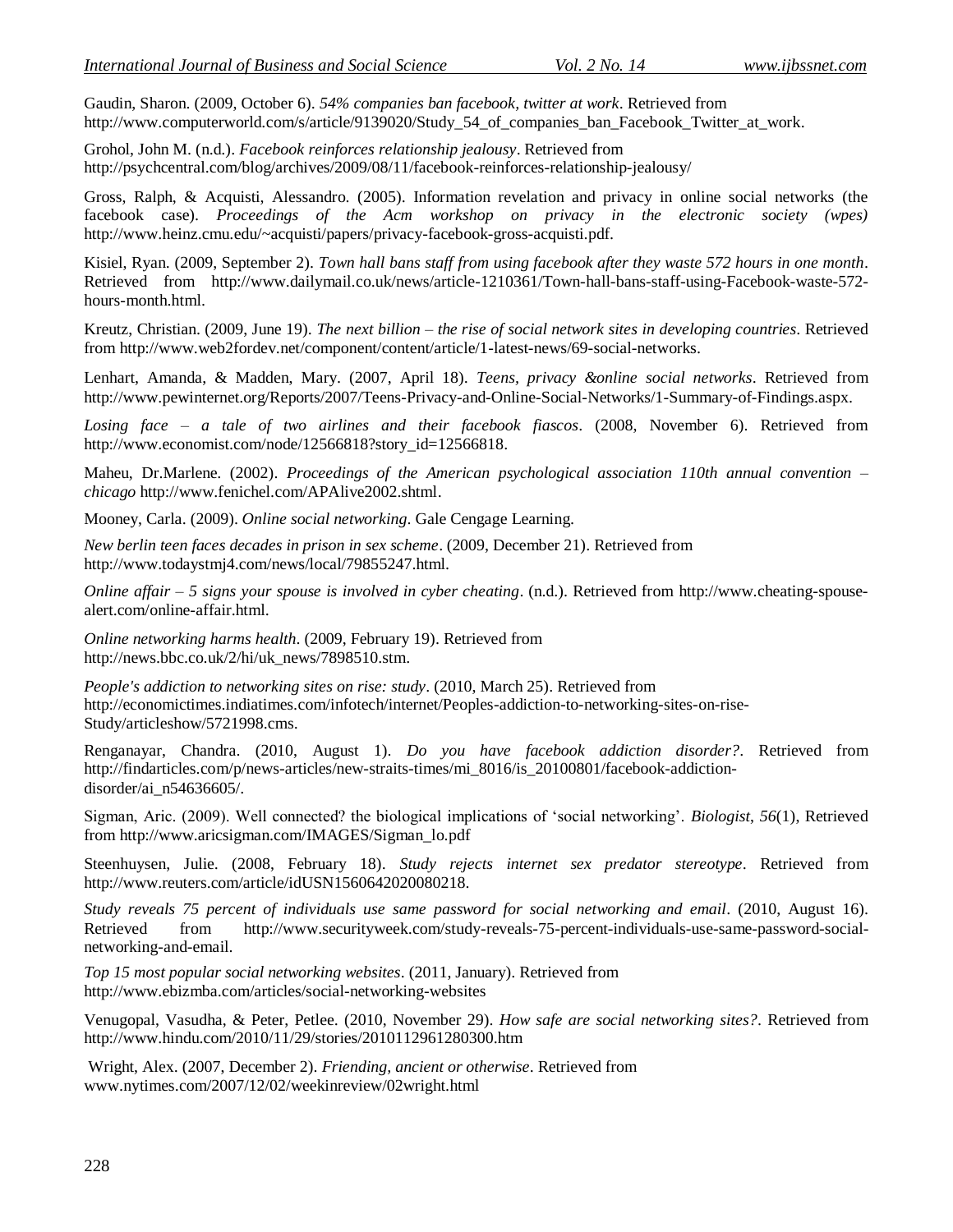Gaudin, Sharon. (2009, October 6). *54% companies ban facebook, twitter at work*. Retrieved from http://www.computerworld.com/s/article/9139020/Study_54_of_companies_ban_Facebook_Twitter_at_work.

Grohol, John M. (n.d.). *Facebook reinforces relationship jealousy*. Retrieved from http://psychcentral.com/blog/archives/2009/08/11/facebook-reinforces-relationship-jealousy/

Gross, Ralph, & Acquisti, Alessandro. (2005). Information revelation and privacy in online social networks (the facebook case). *Proceedings of the Acm workshop on privacy in the electronic society (wpes)* http://www.heinz.cmu.edu/~acquisti/papers/privacy-facebook-gross-acquisti.pdf.

Kisiel, Ryan. (2009, September 2). *Town hall bans staff from using facebook after they waste 572 hours in one month*. Retrieved from http://www.dailymail.co.uk/news/article-1210361/Town-hall-bans-staff-using-Facebook-waste-572-hours-month.html.

Kreutz, Christian. (2009, June 19). *The next billion – the rise of social network sites in developing countries*. Retrieved from http://www.web2fordev.net/component/content/article/1-latest-news/69-social-networks.

Lenhart, Amanda, & Madden, Mary. (2007, April 18). *Teens, privacy &online social networks*. Retrieved from http://www.pewinternet.org/Reports/2007/Teens-Privacy-and-Online-Social-Networks/1-Summary-of-Findings.aspx.

*Losing face – a tale of two airlines and their facebook fiascos*. (2008, November 6). Retrieved from http://www.economist.com/node/12566818?story_id=12566818.

Maheu, Dr.Marlene. (2002). *Proceedings of the American psychological association 110th annual convention – chicago* http://www.fenichel.com/APAlive2002.shtml.

Mooney, Carla. (2009). *Online social networking*. Gale Cengage Learning.

*New berlin teen faces decades in prison in sex scheme*. (2009, December 21). Retrieved from http://www.todaystmj4.com/news/local/79855247.html.

*Online affair – 5 signs your spouse is involved in cyber cheating*. (n.d.). Retrieved from http://www.cheating-spouse-alert.com/online-affair.html.

*Online networking harms health*. (2009, February 19). Retrieved from http://news.bbc.co.uk/2/hi/uk_news/7898510.stm.

*People's addiction to networking sites on rise: study*. (2010, March 25). Retrieved from http://economictimes.indiatimes.com/infotech/internet/Peoples-addiction-to-networking-sites-on-rise-Study/articleshow/5721998.cms.

Renganayar, Chandra. (2010, August 1). *Do you have facebook addiction disorder?*. Retrieved from http://findarticles.com/p/news-articles/new-straits-times/mi_8016/is_20100801/facebook-addiction-disorder/ai_n54636605/.

Sigman, Aric. (2009). Well connected? the biological implications of 'social networking'. *Biologist*, *56*(1), Retrieved from http://www.aricsigman.com/IMAGES/Sigman_lo.pdf

Steenhuysen, Julie. (2008, February 18). *Study rejects internet sex predator stereotype*. Retrieved from http://www.reuters.com/article/idUSN1560642020080218.

*Study reveals 75 percent of individuals use same password for social networking and email*. (2010, August 16). Retrieved from http://www.securityweek.com/study-reveals-75-percent-individuals-use-same-password-social-networking-and-email.

*Top 15 most popular social networking websites*. (2011, January). Retrieved from http://www.ebizmba.com/articles/social-networking-websites

Venugopal, Vasudha, & Peter, Petlee. (2010, November 29). *How safe are social networking sites?*. Retrieved from http://www.hindu.com/2010/11/29/stories/2010112961280300.htm

Wright, Alex. (2007, December 2). *Friending, ancient or otherwise*. Retrieved from www.nytimes.com/2007/12/02/weekinreview/02wright.html